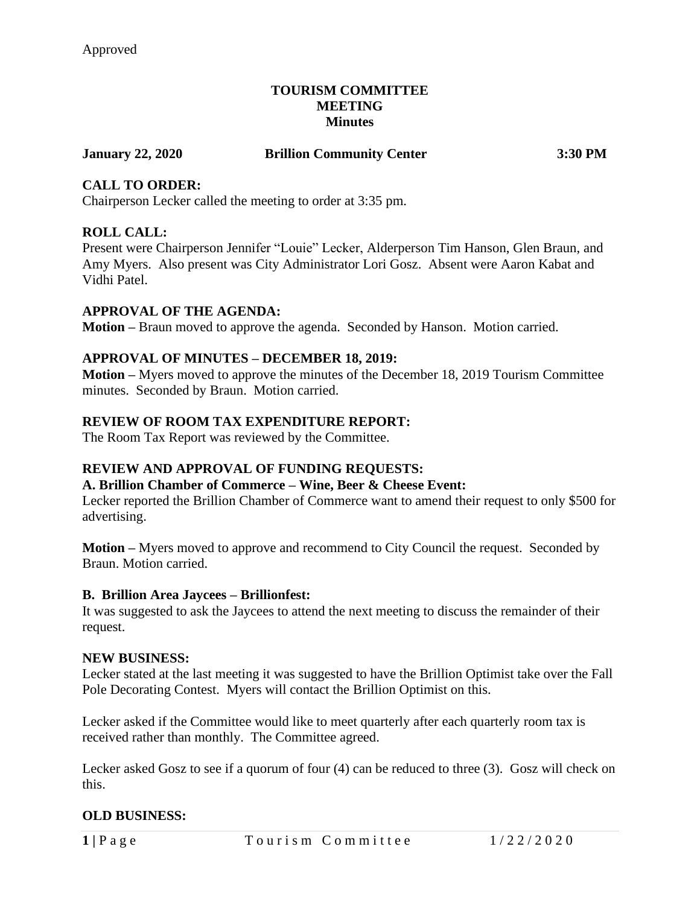Approved

# TOURISM COMMITTEE MEETING Minutes

**January 22, 2020 Brillion Community Center 3:30 PM**

## CALL TO ORDER:

Chairperson Lecker called the meeting to order at 3:35 pm.

## ROLL CALL:

Present were Chairperson Jennifer "Louie" Lecker, Alderperson Tim Hanson, Glen Braun, and Amy Myers. Also present was City Administrator Lori Gosz. Absent were Aaron Kabat and Vidhi Patel.

## APPROVAL OF THE AGENDA:

**Motion –** Braun moved to approve the agenda. Seconded by Hanson. Motion carried.

## APPROVAL OF MINUTES – DECEMBER 18, 2019:

**Motion –** Myers moved to approve the minutes of the December 18, 2019 Tourism Committee minutes. Seconded by Braun. Motion carried.

## REVIEW OF ROOM TAX EXPENDITURE REPORT:

The Room Tax Report was reviewed by the Committee.

## REVIEW AND APPROVAL OF FUNDING REQUESTS:

### A. Brillion Chamber of Commerce – Wine, Beer & Cheese Event:

Lecker reported the Brillion Chamber of Commerce want to amend their request to only $500 for advertising.

**Motion –** Myers moved to approve and recommend to City Council the request. Seconded by Braun. Motion carried.

### B. Brillion Area Jaycees – Brillionfest:

It was suggested to ask the Jaycees to attend the next meeting to discuss the remainder of their request.

## NEW BUSINESS:

Lecker stated at the last meeting it was suggested to have the Brillion Optimist take over the Fall Pole Decorating Contest. Myers will contact the Brillion Optimist on this.

Lecker asked if the Committee would like to meet quarterly after each quarterly room tax is received rather than monthly. The Committee agreed.

Lecker asked Gosz to see if a quorum of four (4) can be reduced to three (3). Gosz will check on this.

## OLD BUSINESS: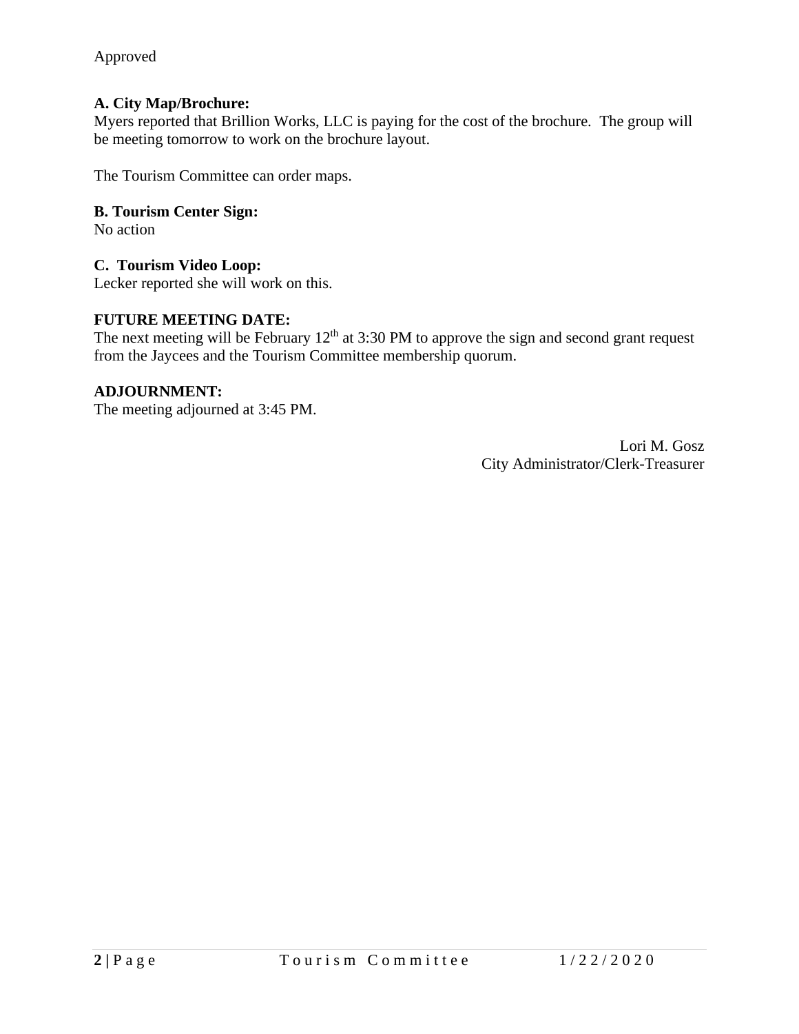Approved

**A. City Map/Brochure:**
Myers reported that Brillion Works, LLC is paying for the cost of the brochure. The group will be meeting tomorrow to work on the brochure layout.

The Tourism Committee can order maps.

**B. Tourism Center Sign:**
No action

**C. Tourism Video Loop:**
Lecker reported she will work on this.

**FUTURE MEETING DATE:**
The next meeting will be February 12th at 3:30 PM to approve the sign and second grant request from the Jaycees and the Tourism Committee membership quorum.

**ADJOURNMENT:**
The meeting adjourned at 3:45 PM.

Lori M. Gosz
City Administrator/Clerk-Treasurer